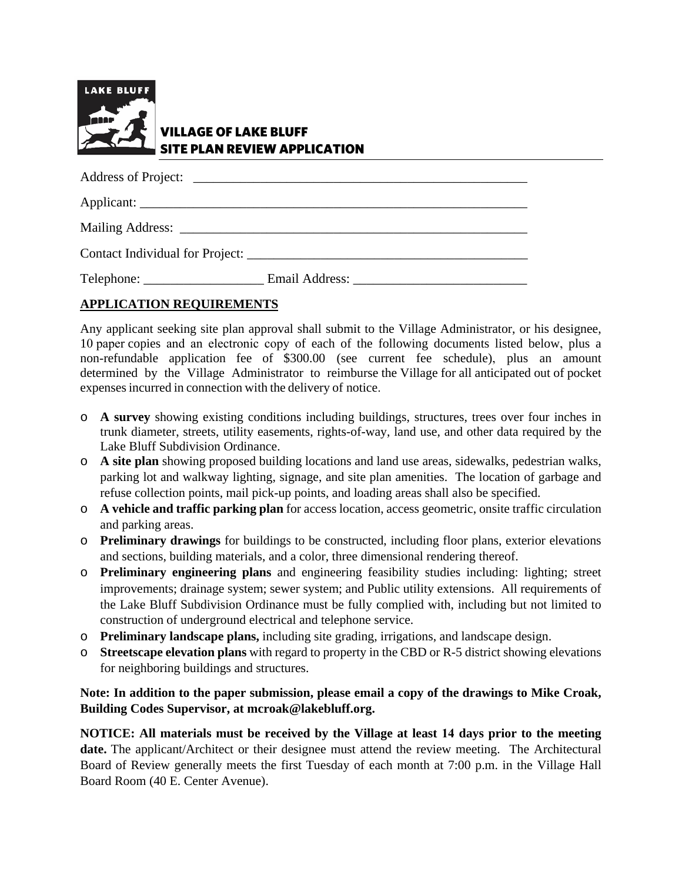LAKE BLUFF

# VILLAGE OF LAKE BLUFF
# SITE PLAN REVIEW APPLICATION

Address of Project: ____________________________________________________

Applicant: ____________________________________________________________

Mailing Address: _______________________________________________________

Contact Individual for Project: ___________________________________________

Telephone: __________________ Email Address: __________________________

## APPLICATION REQUIREMENTS

Any applicant seeking site plan approval shall submit to the Village Administrator, or his designee, 10 paper copies and an electronic copy of each of the following documents listed below, plus a non-refundable application fee of $300.00 (see current fee schedule), plus an amount determined by the Village Administrator to reimburse the Village for all anticipated out of pocket expenses incurred in connection with the delivery of notice.

- **A survey** showing existing conditions including buildings, structures, trees over four inches in trunk diameter, streets, utility easements, rights-of-way, land use, and other data required by the Lake Bluff Subdivision Ordinance.
- **A site plan** showing proposed building locations and land use areas, sidewalks, pedestrian walks, parking lot and walkway lighting, signage, and site plan amenities. The location of garbage and refuse collection points, mail pick-up points, and loading areas shall also be specified.
- **A vehicle and traffic parking plan** for access location, access geometric, onsite traffic circulation and parking areas.
- **Preliminary drawings** for buildings to be constructed, including floor plans, exterior elevations and sections, building materials, and a color, three dimensional rendering thereof.
- **Preliminary engineering plans** and engineering feasibility studies including: lighting; street improvements; drainage system; sewer system; and Public utility extensions. All requirements of the Lake Bluff Subdivision Ordinance must be fully complied with, including but not limited to construction of underground electrical and telephone service.
- **Preliminary landscape plans,** including site grading, irrigations, and landscape design.
- **Streetscape elevation plans** with regard to property in the CBD or R-5 district showing elevations for neighboring buildings and structures.

**Note: In addition to the paper submission, please email a copy of the drawings to Mike Croak, Building Codes Supervisor, at mcroak@lakebluff.org.**

**NOTICE: All materials must be received by the Village at least 14 days prior to the meeting date.** The applicant/Architect or their designee must attend the review meeting. The Architectural Board of Review generally meets the first Tuesday of each month at 7:00 p.m. in the Village Hall Board Room (40 E. Center Avenue).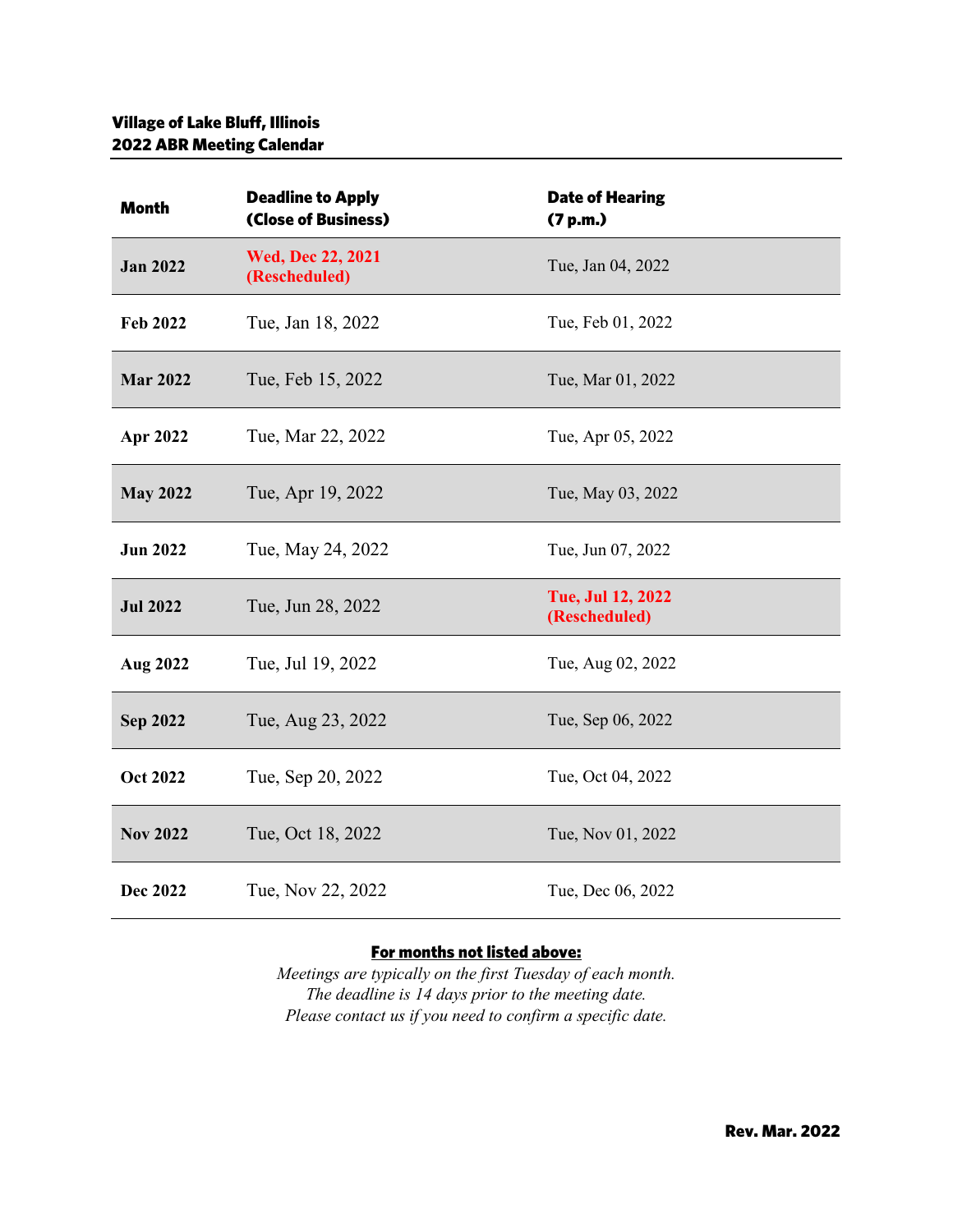**Village of Lake Bluff, Illinois**
**2022 ABR Meeting Calendar**

| Month | Deadline to Apply (Close of Business) | Date of Hearing (7 p.m.) |
|---|---|---|
| **Jan 2022** | **Wed, Dec 22, 2021 (Rescheduled)** | Tue, Jan 04, 2022 |
| **Feb 2022** | Tue, Jan 18, 2022 | Tue, Feb 01, 2022 |
| **Mar 2022** | Tue, Feb 15, 2022 | Tue, Mar 01, 2022 |
| **Apr 2022** | Tue, Mar 22, 2022 | Tue, Apr 05, 2022 |
| **May 2022** | Tue, Apr 19, 2022 | Tue, May 03, 2022 |
| **Jun 2022** | Tue, May 24, 2022 | Tue, Jun 07, 2022 |
| **Jul 2022** | Tue, Jun 28, 2022 | **Tue, Jul 12, 2022 (Rescheduled)** |
| **Aug 2022** | Tue, Jul 19, 2022 | Tue, Aug 02, 2022 |
| **Sep 2022** | Tue, Aug 23, 2022 | Tue, Sep 06, 2022 |
| **Oct 2022** | Tue, Sep 20, 2022 | Tue, Oct 04, 2022 |
| **Nov 2022** | Tue, Oct 18, 2022 | Tue, Nov 01, 2022 |
| **Dec 2022** | Tue, Nov 22, 2022 | Tue, Dec 06, 2022 |

**For months not listed above:**

*Meetings are typically on the first Tuesday of each month.*
*The deadline is 14 days prior to the meeting date.*
*Please contact us if you need to confirm a specific date.*

**Rev. Mar. 2022**